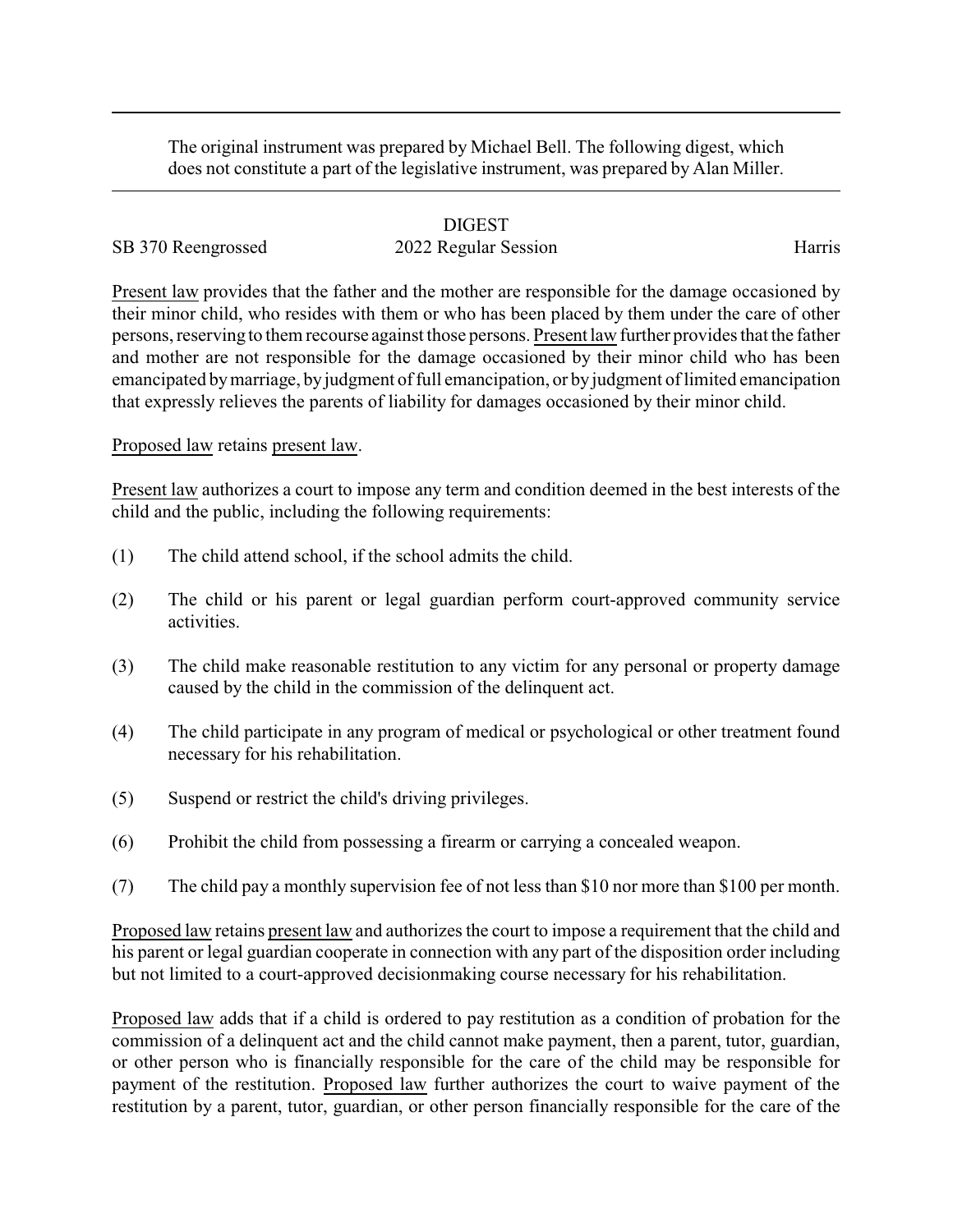The original instrument was prepared by Michael Bell. The following digest, which does not constitute a part of the legislative instrument, was prepared by Alan Miller.

---

# DIGEST

SB 370 Reengrossed | 2022 Regular Session | Harris

Present law provides that the father and the mother are responsible for the damage occasioned by their minor child, who resides with them or who has been placed by them under the care of other persons, reserving to them recourse against those persons. Present law further provides that the father and mother are not responsible for the damage occasioned by their minor child who has been emancipated by marriage, by judgment of full emancipation, or by judgment of limited emancipation that expressly relieves the parents of liability for damages occasioned by their minor child.

Proposed law retains present law.

Present law authorizes a court to impose any term and condition deemed in the best interests of the child and the public, including the following requirements:

(1) The child attend school, if the school admits the child.

(2) The child or his parent or legal guardian perform court-approved community service activities.

(3) The child make reasonable restitution to any victim for any personal or property damage caused by the child in the commission of the delinquent act.

(4) The child participate in any program of medical or psychological or other treatment found necessary for his rehabilitation.

(5) Suspend or restrict the child's driving privileges.

(6) Prohibit the child from possessing a firearm or carrying a concealed weapon.

(7) The child pay a monthly supervision fee of not less than $10 nor more than $100 per month.

Proposed law retains present law and authorizes the court to impose a requirement that the child and his parent or legal guardian cooperate in connection with any part of the disposition order including but not limited to a court-approved decisionmaking course necessary for his rehabilitation.

Proposed law adds that if a child is ordered to pay restitution as a condition of probation for the commission of a delinquent act and the child cannot make payment, then a parent, tutor, guardian, or other person who is financially responsible for the care of the child may be responsible for payment of the restitution. Proposed law further authorizes the court to waive payment of the restitution by a parent, tutor, guardian, or other person financially responsible for the care of the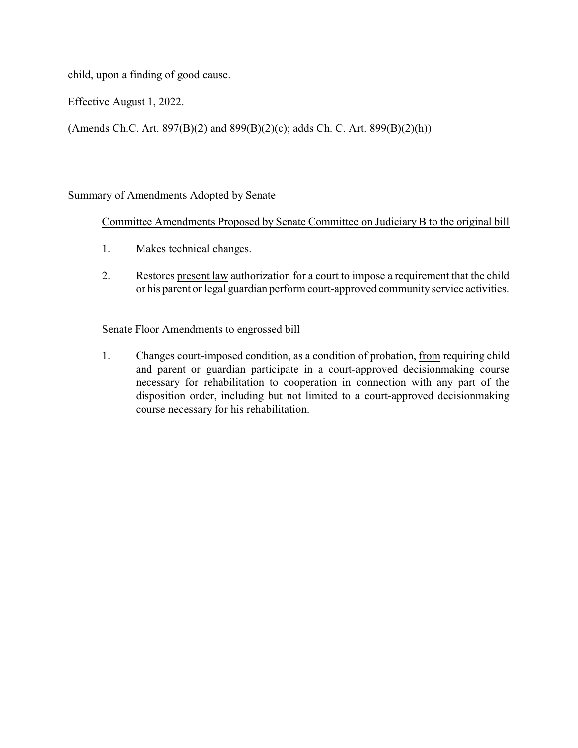child, upon a finding of good cause.

Effective August 1, 2022.

(Amends Ch.C. Art. 897(B)(2) and 899(B)(2)(c); adds Ch. C. Art. 899(B)(2)(h))

<u>Summary of Amendments Adopted by Senate</u>

<u>Committee Amendments Proposed by Senate Committee on Judiciary B to the original bill</u>

1. Makes technical changes.

2. Restores <u>present law</u> authorization for a court to impose a requirement that the child or his parent or legal guardian perform court-approved community service activities.

<u>Senate Floor Amendments to engrossed bill</u>

1. Changes court-imposed condition, as a condition of probation, <u>from</u> requiring child and parent or guardian participate in a court-approved decisionmaking course necessary for rehabilitation <u>to</u> cooperation in connection with any part of the disposition order, including but not limited to a court-approved decisionmaking course necessary for his rehabilitation.